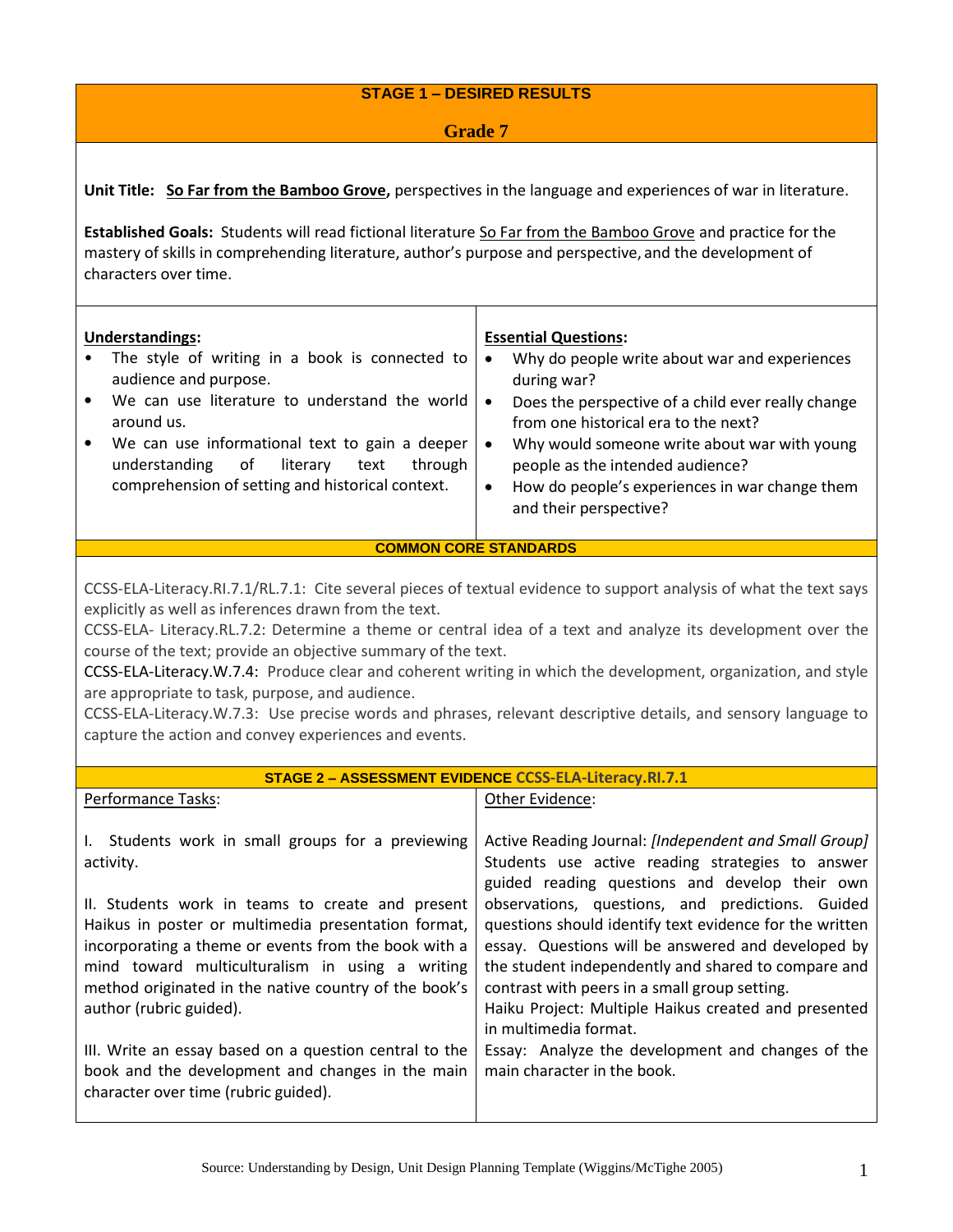## STAGE 1 – DESIRED RESULTS

### Grade 7

**Unit Title:** **So Far from the Bamboo Grove,** perspectives in the language and experiences of war in literature.

**Established Goals:** Students will read fictional literature So Far from the Bamboo Grove and practice for the mastery of skills in comprehending literature, author's purpose and perspective, and the development of characters over time.

| **Understandings:** | **Essential Questions:** |
|---|---|
| • The style of writing in a book is connected to audience and purpose.<br>• We can use literature to understand the world around us.<br>• We can use informational text to gain a deeper understanding of literary text through comprehension of setting and historical context. | • Why do people write about war and experiences during war?<br>• Does the perspective of a child ever really change from one historical era to the next?<br>• Why would someone write about war with young people as the intended audience?<br>• How do people's experiences in war change them and their perspective? |

### COMMON CORE STANDARDS

CCSS-ELA-Literacy.RI.7.1/RL.7.1: Cite several pieces of textual evidence to support analysis of what the text says explicitly as well as inferences drawn from the text.
CCSS-ELA- Literacy.RL.7.2: Determine a theme or central idea of a text and analyze its development over the course of the text; provide an objective summary of the text.
CCSS-ELA-Literacy.W.7.4: Produce clear and coherent writing in which the development, organization, and style are appropriate to task, purpose, and audience.
CCSS-ELA-Literacy.W.7.3: Use precise words and phrases, relevant descriptive details, and sensory language to capture the action and convey experiences and events.

### STAGE 2 – ASSESSMENT EVIDENCE CCSS-ELA-Literacy.RI.7.1

| Performance Tasks: | Other Evidence: |
|---|---|
| I. Students work in small groups for a previewing activity.<br><br>II. Students work in teams to create and present Haikus in poster or multimedia presentation format, incorporating a theme or events from the book with a mind toward multiculturalism in using a writing method originated in the native country of the book's author (rubric guided).<br><br>III. Write an essay based on a question central to the book and the development and changes in the main character over time (rubric guided). | Active Reading Journal: *[Independent and Small Group]* Students use active reading strategies to answer guided reading questions and develop their own observations, questions, and predictions. Guided questions should identify text evidence for the written essay. Questions will be answered and developed by the student independently and shared to compare and contrast with peers in a small group setting.<br>Haiku Project: Multiple Haikus created and presented in multimedia format.<br>Essay: Analyze the development and changes of the main character in the book. |

Source: Understanding by Design, Unit Design Planning Template (Wiggins/McTighe 2005)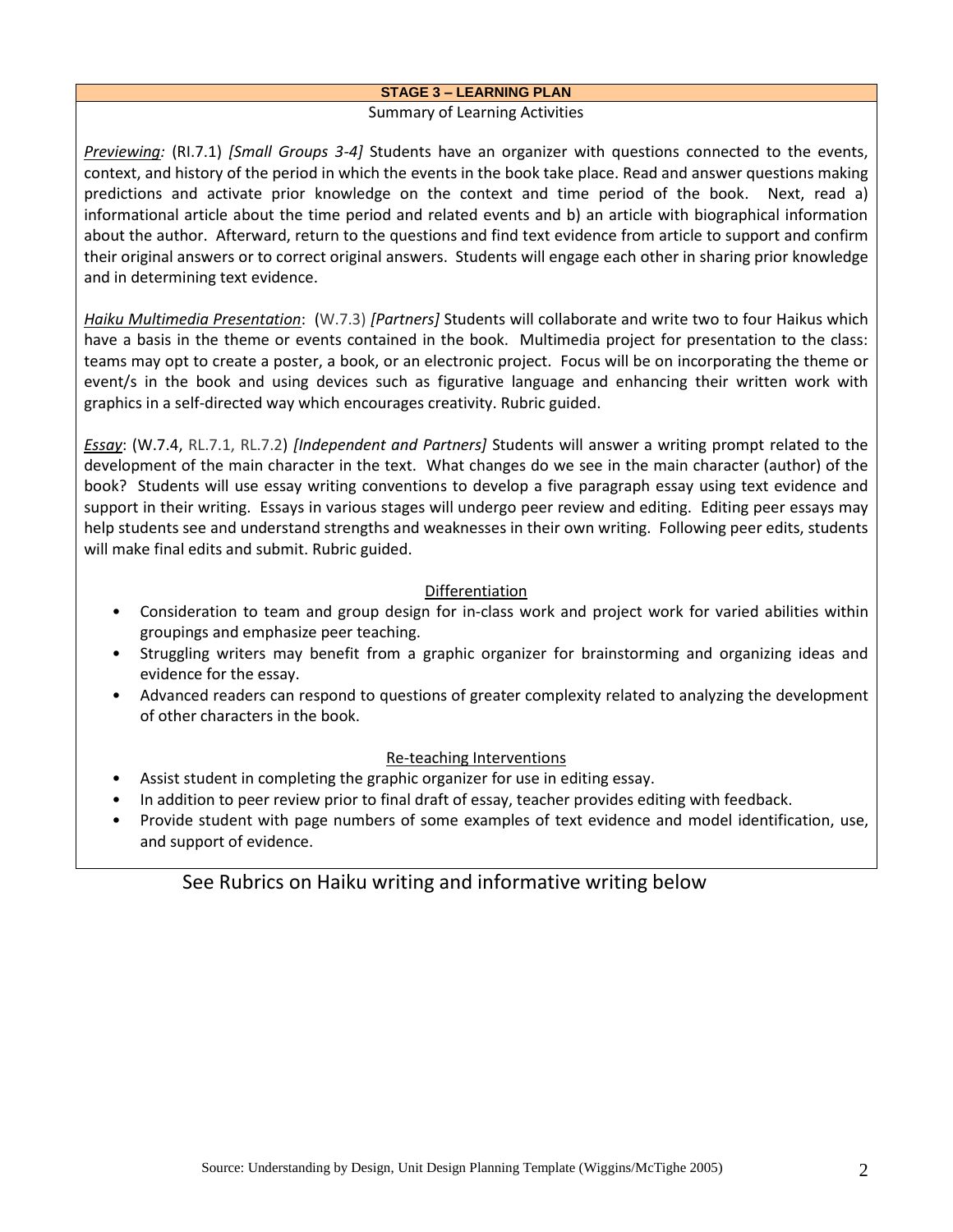## STAGE 3 – LEARNING PLAN

Summary of Learning Activities

*Previewing:* (RI.7.1) *[Small Groups 3-4]* Students have an organizer with questions connected to the events, context, and history of the period in which the events in the book take place. Read and answer questions making predictions and activate prior knowledge on the context and time period of the book. Next, read a) informational article about the time period and related events and b) an article with biographical information about the author. Afterward, return to the questions and find text evidence from article to support and confirm their original answers or to correct original answers. Students will engage each other in sharing prior knowledge and in determining text evidence.

*Haiku Multimedia Presentation*: (W.7.3) *[Partners]* Students will collaborate and write two to four Haikus which have a basis in the theme or events contained in the book. Multimedia project for presentation to the class: teams may opt to create a poster, a book, or an electronic project. Focus will be on incorporating the theme or event/s in the book and using devices such as figurative language and enhancing their written work with graphics in a self-directed way which encourages creativity. Rubric guided.

*Essay*: (W.7.4, RL.7.1, RL.7.2) *[Independent and Partners]* Students will answer a writing prompt related to the development of the main character in the text. What changes do we see in the main character (author) of the book? Students will use essay writing conventions to develop a five paragraph essay using text evidence and support in their writing. Essays in various stages will undergo peer review and editing. Editing peer essays may help students see and understand strengths and weaknesses in their own writing. Following peer edits, students will make final edits and submit. Rubric guided.

### Differentiation

- Consideration to team and group design for in-class work and project work for varied abilities within groupings and emphasize peer teaching.
- Struggling writers may benefit from a graphic organizer for brainstorming and organizing ideas and evidence for the essay.
- Advanced readers can respond to questions of greater complexity related to analyzing the development of other characters in the book.

### Re-teaching Interventions

- Assist student in completing the graphic organizer for use in editing essay.
- In addition to peer review prior to final draft of essay, teacher provides editing with feedback.
- Provide student with page numbers of some examples of text evidence and model identification, use, and support of evidence.

See Rubrics on Haiku writing and informative writing below

Source: Understanding by Design, Unit Design Planning Template (Wiggins/McTighe 2005)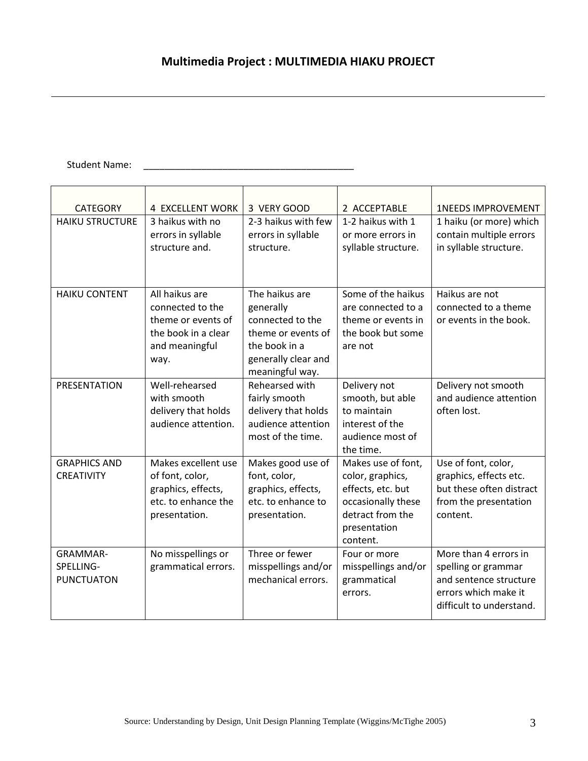# Multimedia Project : MULTIMEDIA HIAKU PROJECT

---

Student Name: ________________________________________

| CATEGORY | 4 EXCELLENT WORK | 3 VERY GOOD | 2 ACCEPTABLE | 1NEEDS IMPROVEMENT |
|---|---|---|---|---|
| HAIKU STRUCTURE | 3 haikus with no errors in syllable structure and. | 2-3 haikus with few errors in syllable structure. | 1-2 haikus with 1 or more errors in syllable structure. | 1 haiku (or more) which contain multiple errors in syllable structure. |
| HAIKU CONTENT | All haikus are connected to the theme or events of the book in a clear and meaningful way. | The haikus are generally connected to the theme or events of the book in a generally clear and meaningful way. | Some of the haikus are connected to a theme or events in the book but some are not | Haikus are not connected to a theme or events in the book. |
| PRESENTATION | Well-rehearsed with smooth delivery that holds audience attention. | Rehearsed with fairly smooth delivery that holds audience attention most of the time. | Delivery not smooth, but able to maintain interest of the audience most of the time. | Delivery not smooth and audience attention often lost. |
| GRAPHICS AND CREATIVITY | Makes excellent use of font, color, graphics, effects, etc. to enhance the presentation. | Makes good use of font, color, graphics, effects, etc. to enhance to presentation. | Makes use of font, color, graphics, effects, etc. but occasionally these detract from the presentation content. | Use of font, color, graphics, effects etc. but these often distract from the presentation content. |
| GRAMMAR-SPELLING-PUNCTUATON | No misspellings or grammatical errors. | Three or fewer misspellings and/or mechanical errors. | Four or more misspellings and/or grammatical errors. | More than 4 errors in spelling or grammar and sentence structure errors which make it difficult to understand. |

Source: Understanding by Design, Unit Design Planning Template (Wiggins/McTighe 2005)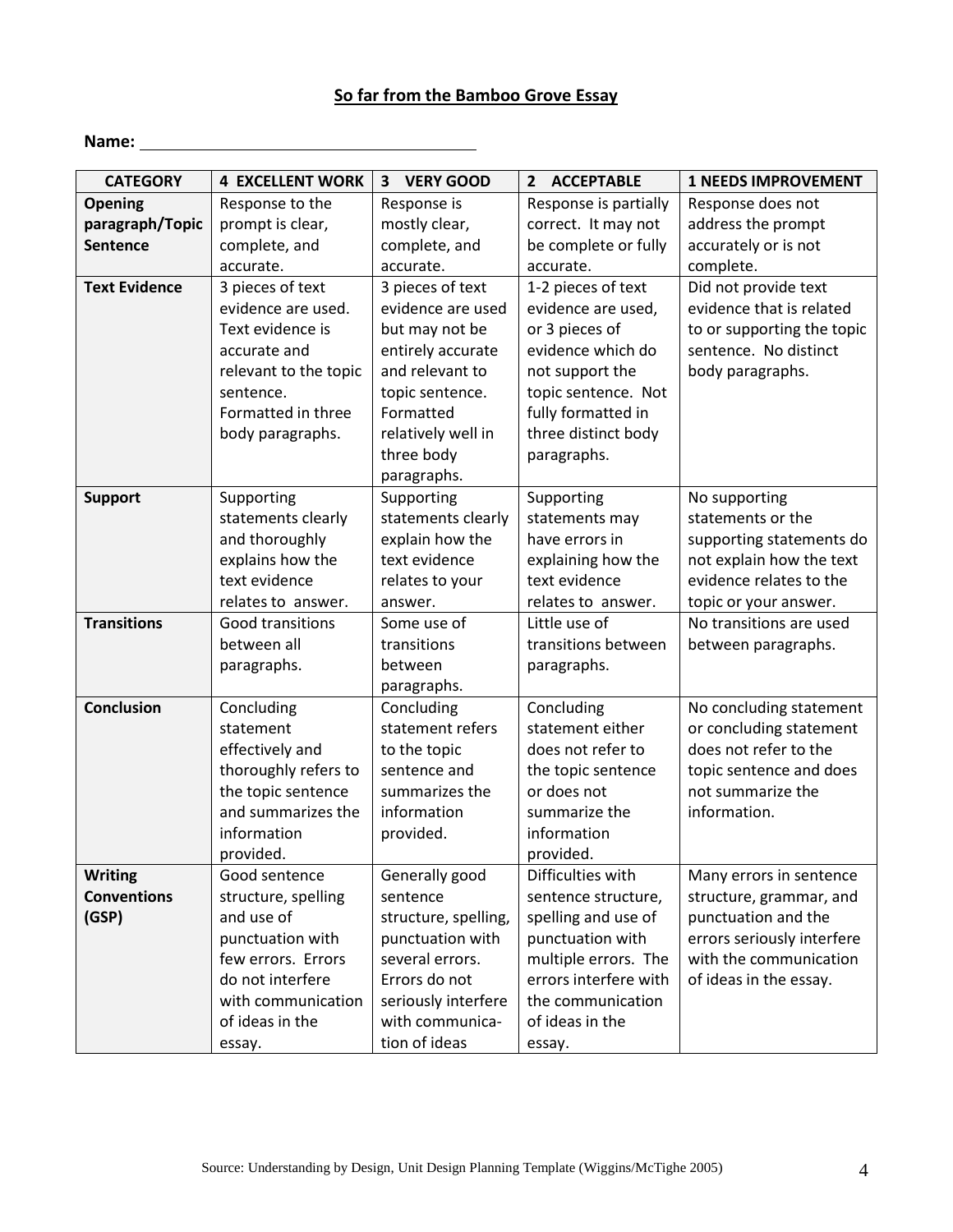## So far from the Bamboo Grove Essay

**Name:** ____________________________

| CATEGORY | 4 EXCELLENT WORK | 3 VERY GOOD | 2 ACCEPTABLE | 1 NEEDS IMPROVEMENT |
|---|---|---|---|---|
| **Opening paragraph/Topic Sentence** | Response to the prompt is clear, complete, and accurate. | Response is mostly clear, complete, and accurate. | Response is partially correct. It may not be complete or fully accurate. | Response does not address the prompt accurately or is not complete. |
| **Text Evidence** | 3 pieces of text evidence are used. Text evidence is accurate and relevant to the topic sentence. Formatted in three body paragraphs. | 3 pieces of text evidence are used but may not be entirely accurate and relevant to topic sentence. Formatted relatively well in three body paragraphs. | 1-2 pieces of text evidence are used, or 3 pieces of evidence which do not support the topic sentence. Not fully formatted in three distinct body paragraphs. | Did not provide text evidence that is related to or supporting the topic sentence. No distinct body paragraphs. |
| **Support** | Supporting statements clearly and thoroughly explains how the text evidence relates to answer. | Supporting statements clearly explain how the text evidence relates to your answer. | Supporting statements may have errors in explaining how the text evidence relates to answer. | No supporting statements or the supporting statements do not explain how the text evidence relates to the topic or your answer. |
| **Transitions** | Good transitions between all paragraphs. | Some use of transitions between paragraphs. | Little use of transitions between paragraphs. | No transitions are used between paragraphs. |
| **Conclusion** | Concluding statement effectively and thoroughly refers to the topic sentence and summarizes the information provided. | Concluding statement refers to the topic sentence and summarizes the information provided. | Concluding statement either does not refer to the topic sentence or does not summarize the information provided. | No concluding statement or concluding statement does not refer to the topic sentence and does not summarize the information. |
| **Writing Conventions (GSP)** | Good sentence structure, spelling and use of punctuation with few errors. Errors do not interfere with communication of ideas in the essay. | Generally good sentence structure, spelling, punctuation with several errors. Errors do not seriously interfere with communica-tion of ideas | Difficulties with sentence structure, spelling and use of punctuation with multiple errors. The errors interfere with the communication of ideas in the essay. | Many errors in sentence structure, grammar, and punctuation and the errors seriously interfere with the communication of ideas in the essay. |

Source: Understanding by Design, Unit Design Planning Template (Wiggins/McTighe 2005)